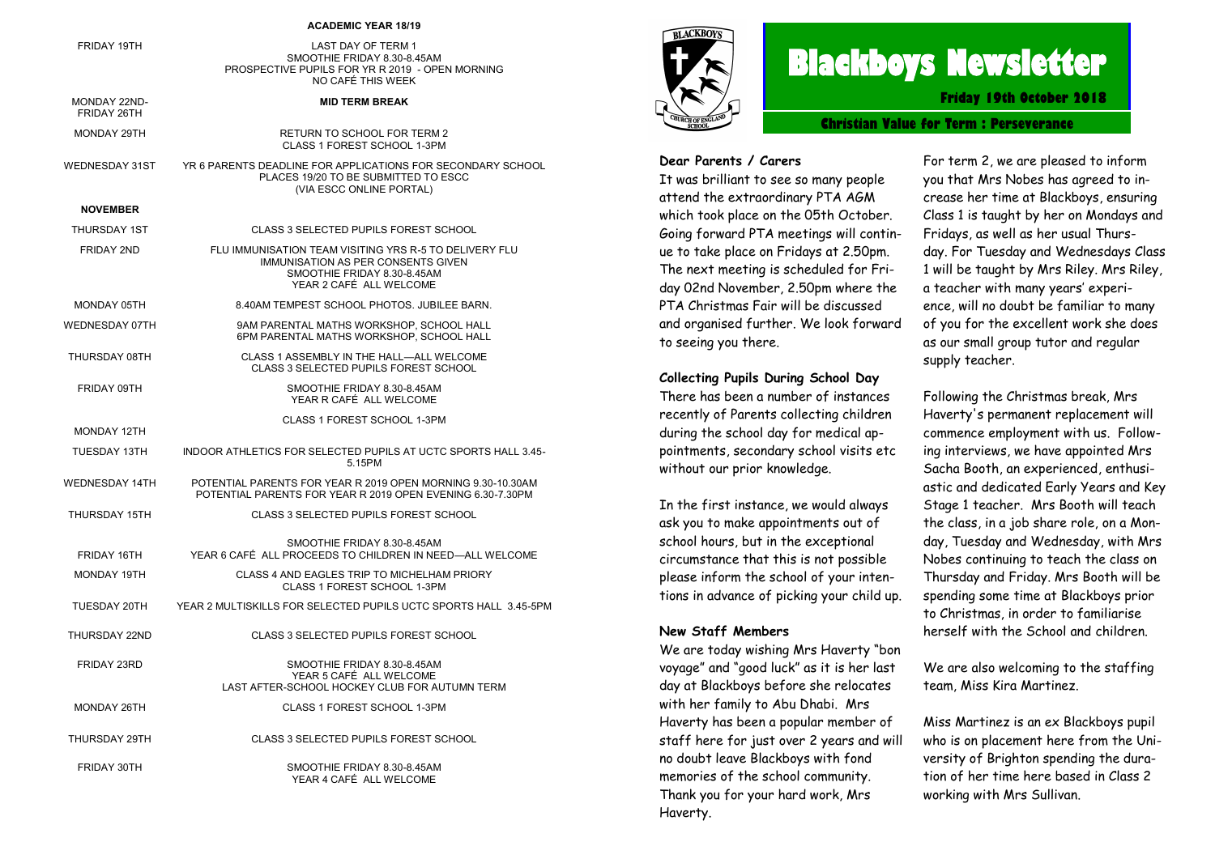# Blackboys Newsletter

**Friday 19th October 2018**

**Christian Value for Term : Perseverance**

## ACADEMIC YEAR 18/19

| | |
|---|---|
| FRIDAY 19TH | LAST DAY OF TERM 1<br>SMOOTHIE FRIDAY 8.30-8.45AM<br>PROSPECTIVE PUPILS FOR YR R 2019 - OPEN MORNING<br>NO CAFÉ THIS WEEK |
| MONDAY 22ND- FRIDAY 26TH | **MID TERM BREAK** |
| MONDAY 29TH | RETURN TO SCHOOL FOR TERM 2<br>CLASS 1 FOREST SCHOOL 1-3PM |
| WEDNESDAY 31ST | YR 6 PARENTS DEADLINE FOR APPLICATIONS FOR SECONDARY SCHOOL PLACES 19/20 TO BE SUBMITTED TO ESCC (VIA ESCC ONLINE PORTAL) |
| **NOVEMBER** | |
| THURSDAY 1ST | CLASS 3 SELECTED PUPILS FOREST SCHOOL |
| FRIDAY 2ND | FLU IMMUNISATION TEAM VISITING YRS R-5 TO DELIVERY FLU IMMUNISATION AS PER CONSENTS GIVEN<br>SMOOTHIE FRIDAY 8.30-8.45AM<br>YEAR 2 CAFÉ ALL WELCOME |
| MONDAY 05TH | 8.40AM TEMPEST SCHOOL PHOTOS. JUBILEE BARN. |
| WEDNESDAY 07TH | 9AM PARENTAL MATHS WORKSHOP, SCHOOL HALL<br>6PM PARENTAL MATHS WORKSHOP, SCHOOL HALL |
| THURSDAY 08TH | CLASS 1 ASSEMBLY IN THE HALL—ALL WELCOME<br>CLASS 3 SELECTED PUPILS FOREST SCHOOL |
| FRIDAY 09TH | SMOOTHIE FRIDAY 8.30-8.45AM<br>YEAR R CAFÉ ALL WELCOME |
| MONDAY 12TH | CLASS 1 FOREST SCHOOL 1-3PM |
| TUESDAY 13TH | INDOOR ATHLETICS FOR SELECTED PUPILS AT UCTC SPORTS HALL 3.45-5.15PM |
| WEDNESDAY 14TH | POTENTIAL PARENTS FOR YEAR R 2019 OPEN MORNING 9.30-10.30AM<br>POTENTIAL PARENTS FOR YEAR R 2019 OPEN EVENING 6.30-7.30PM |
| THURSDAY 15TH | CLASS 3 SELECTED PUPILS FOREST SCHOOL |
| FRIDAY 16TH | SMOOTHIE FRIDAY 8.30-8.45AM<br>YEAR 6 CAFÉ ALL PROCEEDS TO CHILDREN IN NEED—ALL WELCOME |
| MONDAY 19TH | CLASS 4 AND EAGLES TRIP TO MICHELHAM PRIORY<br>CLASS 1 FOREST SCHOOL 1-3PM |
| TUESDAY 20TH | YEAR 2 MULTISKILLS FOR SELECTED PUPILS UCTC SPORTS HALL 3.45-5PM |
| THURSDAY 22ND | CLASS 3 SELECTED PUPILS FOREST SCHOOL |
| FRIDAY 23RD | SMOOTHIE FRIDAY 8.30-8.45AM<br>YEAR 5 CAFÉ ALL WELCOME<br>LAST AFTER-SCHOOL HOCKEY CLUB FOR AUTUMN TERM |
| MONDAY 26TH | CLASS 1 FOREST SCHOOL 1-3PM |
| THURSDAY 29TH | CLASS 3 SELECTED PUPILS FOREST SCHOOL |
| FRIDAY 30TH | SMOOTHIE FRIDAY 8.30-8.45AM<br>YEAR 4 CAFÉ ALL WELCOME |

**Dear Parents / Carers**

It was brilliant to see so many people attend the extraordinary PTA AGM which took place on the 05th October. Going forward PTA meetings will continue to take place on Fridays at 2.50pm. The next meeting is scheduled for Friday 02nd November, 2.50pm where the PTA Christmas Fair will be discussed and organised further. We look forward to seeing you there.

### Collecting Pupils During School Day

There has been a number of instances recently of Parents collecting children during the school day for medical appointments, secondary school visits etc without our prior knowledge.

In the first instance, we would always ask you to make appointments out of school hours, but in the exceptional circumstance that this is not possible please inform the school of your intentions in advance of picking your child up.

### New Staff Members

We are today wishing Mrs Haverty "bon voyage" and "good luck" as it is her last day at Blackboys before she relocates with her family to Abu Dhabi. Mrs Haverty has been a popular member of staff here for just over 2 years and will no doubt leave Blackboys with fond memories of the school community. Thank you for your hard work, Mrs Haverty.

For term 2, we are pleased to inform you that Mrs Nobes has agreed to increase her time at Blackboys, ensuring Class 1 is taught by her on Mondays and Fridays, as well as her usual Thursday. For Tuesday and Wednesdays Class 1 will be taught by Mrs Riley. Mrs Riley, a teacher with many years' experience, will no doubt be familiar to many of you for the excellent work she does as our small group tutor and regular supply teacher.

Following the Christmas break, Mrs Haverty's permanent replacement will commence employment with us. Following interviews, we have appointed Mrs Sacha Booth, an experienced, enthusiastic and dedicated Early Years and Key Stage 1 teacher. Mrs Booth will teach the class, in a job share role, on a Monday, Tuesday and Wednesday, with Mrs Nobes continuing to teach the class on Thursday and Friday. Mrs Booth will be spending some time at Blackboys prior to Christmas, in order to familiarise herself with the School and children.

We are also welcoming to the staffing team, Miss Kira Martinez.

Miss Martinez is an ex Blackboys pupil who is on placement here from the University of Brighton spending the duration of her time here based in Class 2 working with Mrs Sullivan.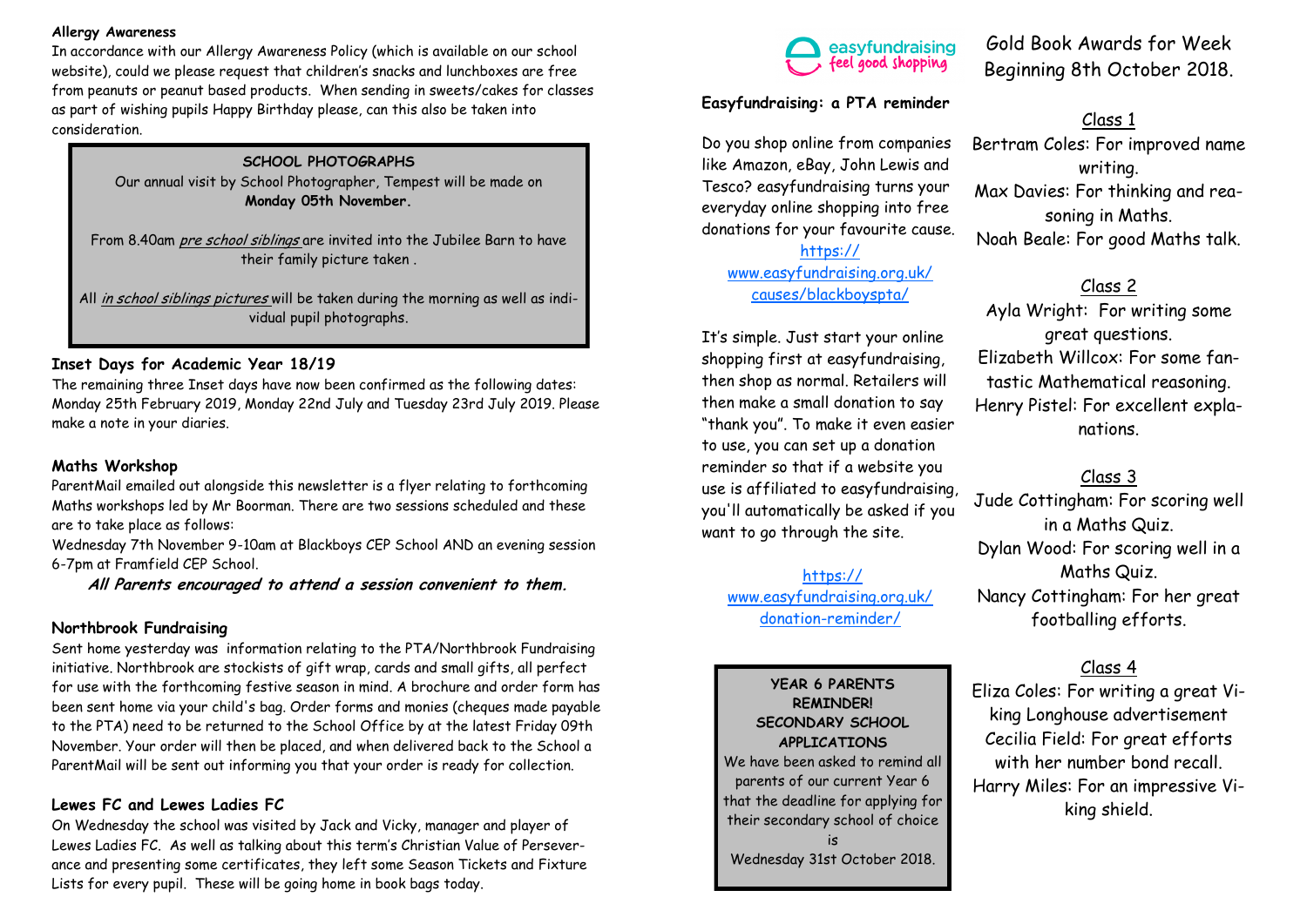**Allergy Awareness**

In accordance with our Allergy Awareness Policy (which is available on our school website), could we please request that children's snacks and lunchboxes are free from peanuts or peanut based products. When sending in sweets/cakes for classes as part of wishing pupils Happy Birthday please, can this also be taken into consideration.

**SCHOOL PHOTOGRAPHS**

Our annual visit by School Photographer, Tempest will be made on **Monday 05th November.**

From 8.40am *pre school siblings* are invited into the Jubilee Barn to have their family picture taken .

All *in school siblings pictures* will be taken during the morning as well as individual pupil photographs.

**Inset Days for Academic Year 18/19**

The remaining three Inset days have now been confirmed as the following dates: Monday 25th February 2019, Monday 22nd July and Tuesday 23rd July 2019. Please make a note in your diaries.

**Maths Workshop**

ParentMail emailed out alongside this newsletter is a flyer relating to forthcoming Maths workshops led by Mr Boorman. There are two sessions scheduled and these are to take place as follows:

Wednesday 7th November 9-10am at Blackboys CEP School AND an evening session 6-7pm at Framfield CEP School.

***All Parents encouraged to attend a session convenient to them.***

**Northbrook Fundraising**

Sent home yesterday was information relating to the PTA/Northbrook Fundraising initiative. Northbrook are stockists of gift wrap, cards and small gifts, all perfect for use with the forthcoming festive season in mind. A brochure and order form has been sent home via your child's bag. Order forms and monies (cheques made payable to the PTA) need to be returned to the School Office by at the latest Friday 09th November. Your order will then be placed, and when delivered back to the School a ParentMail will be sent out informing you that your order is ready for collection.

**Lewes FC and Lewes Ladies FC**

On Wednesday the school was visited by Jack and Vicky, manager and player of Lewes Ladies FC. As well as talking about this term's Christian Value of Perseverance and presenting some certificates, they left some Season Tickets and Fixture Lists for every pupil. These will be going home in book bags today.

easyfundraising feel good shopping

**Easyfundraising: a PTA reminder**

Do you shop online from companies like Amazon, eBay, John Lewis and Tesco? easyfundraising turns your everyday online shopping into free donations for your favourite cause.

https://www.easyfundraising.org.uk/causes/blackboyspta/

It's simple. Just start your online shopping first at easyfundraising, then shop as normal. Retailers will then make a small donation to say "thank you". To make it even easier to use, you can set up a donation reminder so that if a website you use is affiliated to easyfundraising, you'll automatically be asked if you want to go through the site.

https://www.easyfundraising.org.uk/donation-reminder/

**YEAR 6 PARENTS REMINDER! SECONDARY SCHOOL APPLICATIONS**

We have been asked to remind all parents of our current Year 6 that the deadline for applying for their secondary school of choice is

Wednesday 31st October 2018.

# Gold Book Awards for Week Beginning 8th October 2018.

## Class 1

Bertram Coles: For improved name writing.

Max Davies: For thinking and reasoning in Maths.

Noah Beale: For good Maths talk.

## Class 2

Ayla Wright: For writing some great questions.

Elizabeth Willcox: For some fantastic Mathematical reasoning.

Henry Pistel: For excellent explanations.

## Class 3

Jude Cottingham: For scoring well in a Maths Quiz.

Dylan Wood: For scoring well in a Maths Quiz.

Nancy Cottingham: For her great footballing efforts.

## Class 4

Eliza Coles: For writing a great Viking Longhouse advertisement

Cecilia Field: For great efforts with her number bond recall.

Harry Miles: For an impressive Viking shield.